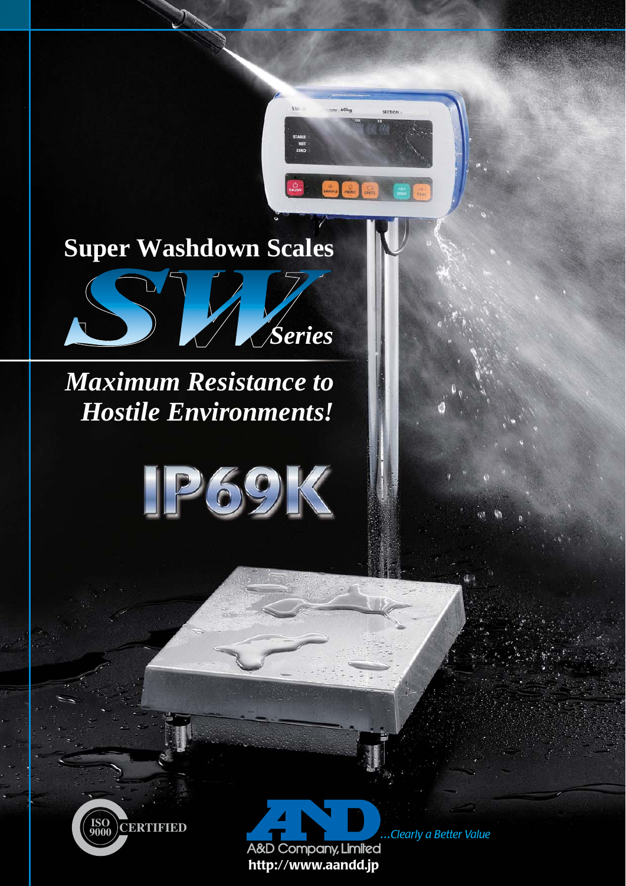# Super Washdown Scales

# SW Series

## *Maximum Resistance to Hostile Environments!*

# IP69K

ISO 9000 CERTIFIED

A&D Company, Limited

*...Clearly a Better Value*

http://www.aandd.jp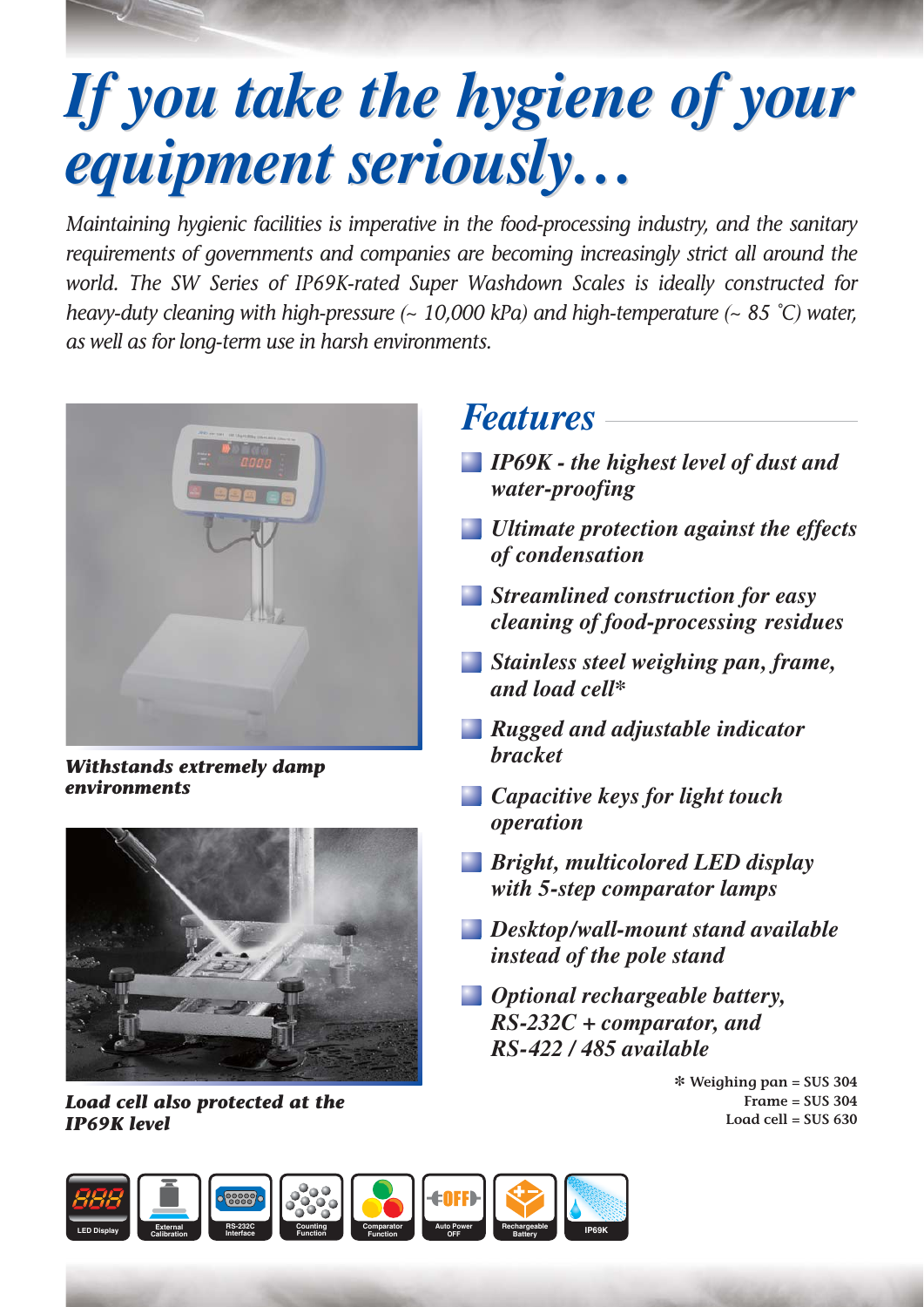# *If you take the hygiene of your equipment seriously…*

*Maintaining hygienic facilities is imperative in the food-processing industry, and the sanitary requirements of governments and companies are becoming increasingly strict all around the world. The SW Series of IP69K-rated Super Washdown Scales is ideally constructed for heavy-duty cleaning with high-pressure (~ 10,000 kPa) and high-temperature (~ 85 ˚C) water, as well as for long-term use in harsh environments.*

***Withstands extremely damp environments***

***Load cell also protected at the IP69K level***

## *Features*

- *IP69K - the highest level of dust and water-proofing*
- *Ultimate protection against the effects of condensation*
- *Streamlined construction for easy cleaning of food-processing residues*
- *Stainless steel weighing pan, frame, and load cell**
- *Rugged and adjustable indicator bracket*
- *Capacitive keys for light touch operation*
- *Bright, multicolored LED display with 5-step comparator lamps*
- *Desktop/wall-mount stand available instead of the pole stand*
- *Optional rechargeable battery, RS-232C + comparator, and RS-422 / 485 available*

\* Weighing pan = SUS 304
Frame = SUS 304
Load cell = SUS 630

LED Display | External Calibration | RS-232C Interface | Counting Function | Comparator Function | Auto Power OFF | Rechargeable Battery | IP69K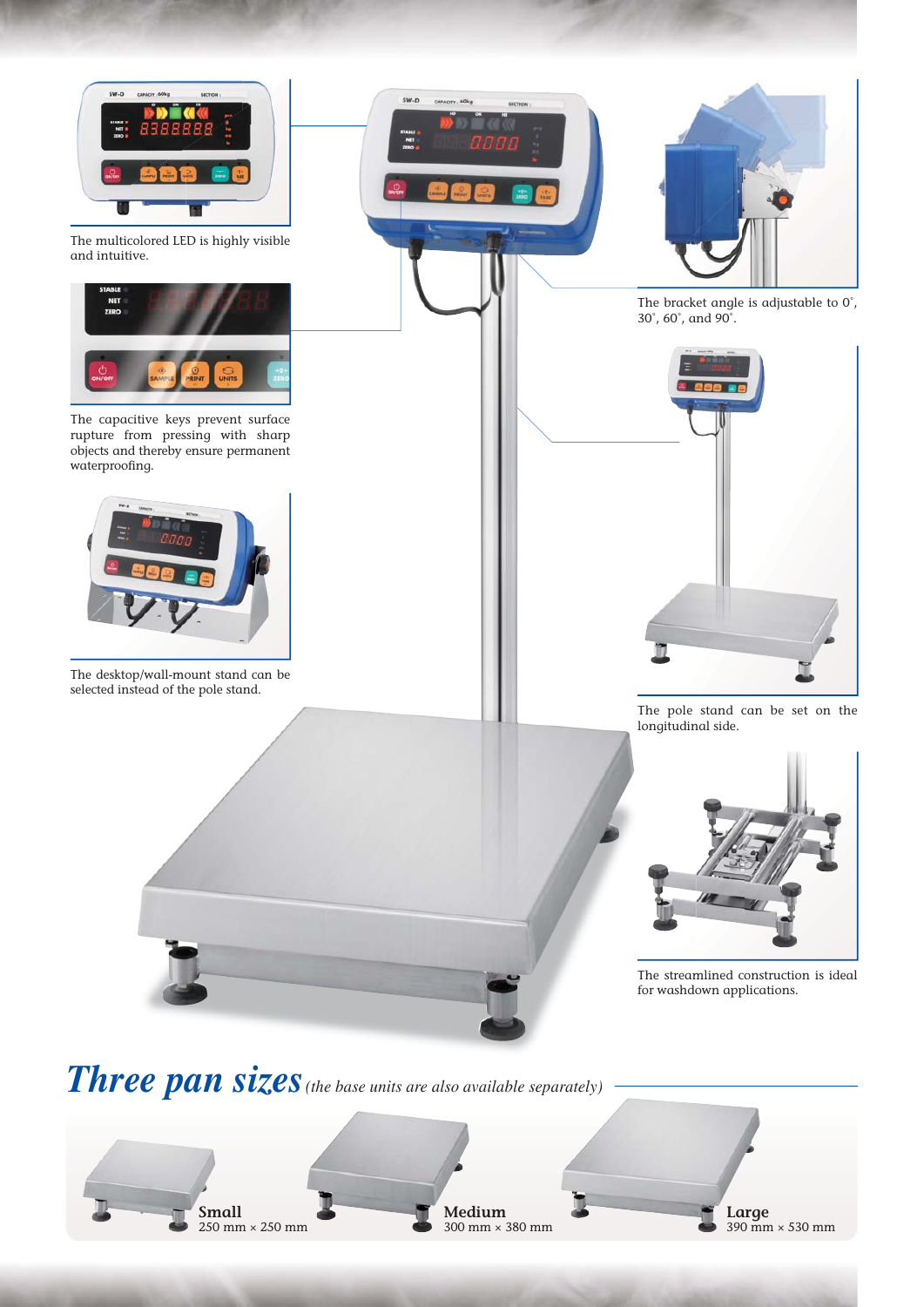The multicolored LED is highly visible and intuitive.

The capacitive keys prevent surface rupture from pressing with sharp objects and thereby ensure permanent waterproofing.

The desktop/wall-mount stand can be selected instead of the pole stand.

The bracket angle is adjustable to 0°, 30°, 60°, and 90°.

The pole stand can be set on the longitudinal side.

The streamlined construction is ideal for washdown applications.

## *Three pan sizes* *(the base units are also available separately)*

**Small**
250 mm × 250 mm

**Medium**
300 mm × 380 mm

**Large**
390 mm × 530 mm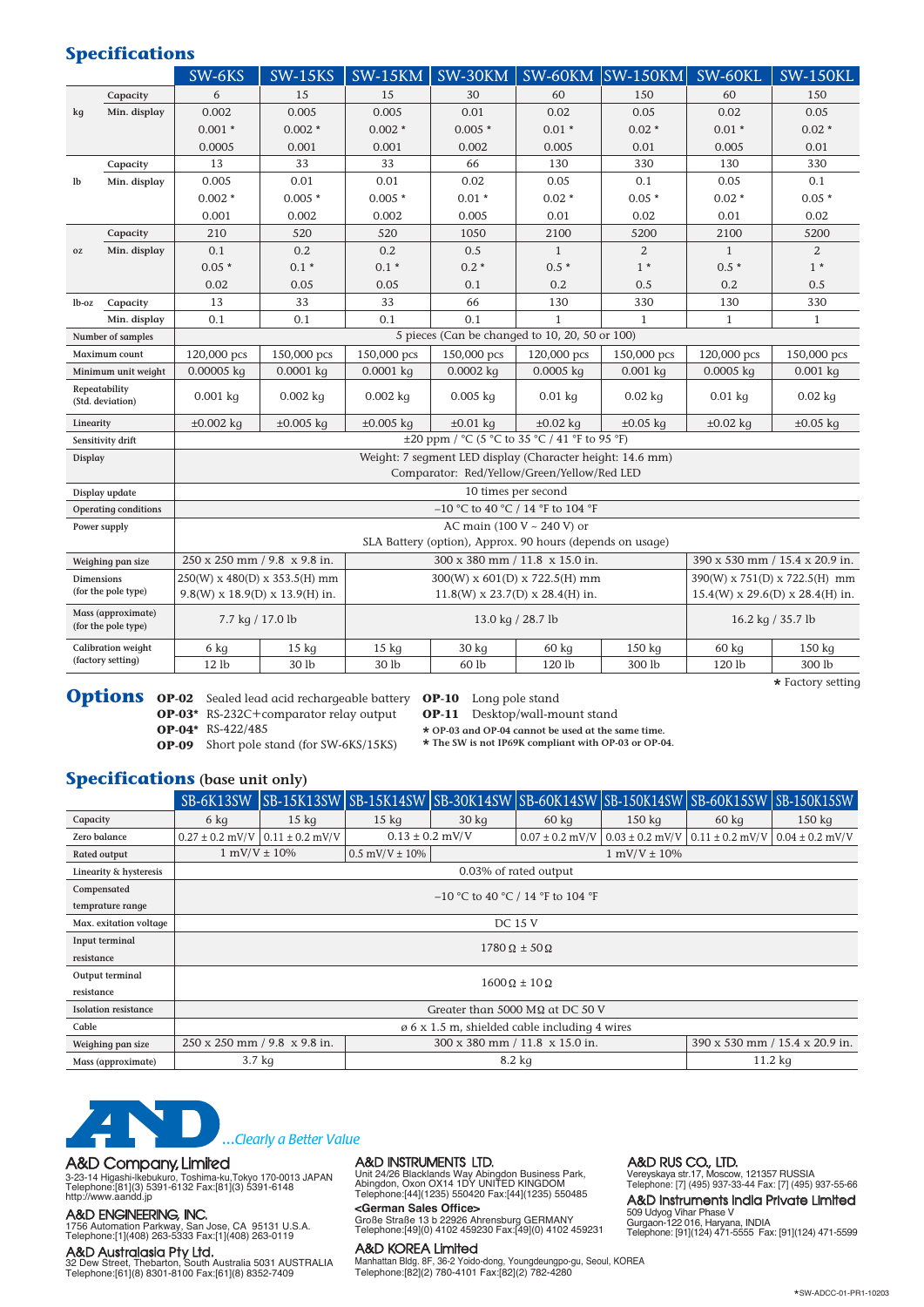## Specifications

| | | SW-6KS | SW-15KS | SW-15KM | SW-30KM | SW-60KM | SW-150KM | SW-60KL | SW-150KL |
|---|---|---|---|---|---|---|---|---|---|
| kg | Capacity | 6 | 15 | 15 | 30 | 60 | 150 | 60 | 150 |
| | Min. display | 0.002 | 0.005 | 0.005 | 0.01 | 0.02 | 0.05 | 0.02 | 0.05 |
| | | 0.001 * | 0.002 * | 0.002 * | 0.005 * | 0.01 * | 0.02 * | 0.01 * | 0.02 * |
| | | 0.0005 | 0.001 | 0.001 | 0.002 | 0.005 | 0.01 | 0.005 | 0.01 |
| lb | Capacity | 13 | 33 | 33 | 66 | 130 | 330 | 130 | 330 |
| | Min. display | 0.005 | 0.01 | 0.01 | 0.02 | 0.05 | 0.1 | 0.05 | 0.1 |
| | | 0.002 * | 0.005 * | 0.005 * | 0.01 * | 0.02 * | 0.05 * | 0.02 * | 0.05 * |
| | | 0.001 | 0.002 | 0.002 | 0.005 | 0.01 | 0.02 | 0.01 | 0.02 |
| oz | Capacity | 210 | 520 | 520 | 1050 | 2100 | 5200 | 2100 | 5200 |
| | Min. display | 0.1 | 0.2 | 0.2 | 0.5 | 1 | 2 | 1 | 2 |
| | | 0.05 * | 0.1 * | 0.1 * | 0.2 * | 0.5 * | 1 * | 0.5 * | 1 * |
| | | 0.02 | 0.05 | 0.05 | 0.1 | 0.2 | 0.5 | 0.2 | 0.5 |
| lb-oz | Capacity | 13 | 33 | 33 | 66 | 130 | 330 | 130 | 330 |
| | Min. display | 0.1 | 0.1 | 0.1 | 0.1 | 1 | 1 | 1 | 1 |
| Number of samples | | 5 pieces (Can be changed to 10, 20, 50 or 100) | | | | | | | |
| Maximum count | | 120,000 pcs | 150,000 pcs | 150,000 pcs | 150,000 pcs | 120,000 pcs | 150,000 pcs | 120,000 pcs | 150,000 pcs |
| Minimum unit weight | | 0.00005 kg | 0.0001 kg | 0.0001 kg | 0.0002 kg | 0.0005 kg | 0.001 kg | 0.0005 kg | 0.001 kg |
| Repeatability (Std. deviation) | | 0.001 kg | 0.002 kg | 0.002 kg | 0.005 kg | 0.01 kg | 0.02 kg | 0.01 kg | 0.02 kg |
| Linearity | | ±0.002 kg | ±0.005 kg | ±0.005 kg | ±0.01 kg | ±0.02 kg | ±0.05 kg | ±0.02 kg | ±0.05 kg |
| Sensitivity drift | | ±20 ppm / °C (5 °C to 35 °C / 41 °F to 95 °F) | | | | | | | |
| Display | | Weight: 7 segment LED display (Character height: 14.6 mm) Comparator: Red/Yellow/Green/Yellow/Red LED | | | | | | | |
| Display update | | 10 times per second | | | | | | | |
| Operating conditions | | –10 °C to 40 °C / 14 °F to 104 °F | | | | | | | |
| Power supply | | AC main (100 V ~ 240 V) or SLA Battery (option), Approx. 90 hours (depends on usage) | | | | | | | |
| Weighing pan size | | 250 x 250 mm / 9.8 x 9.8 in. | | 300 x 380 mm / 11.8 x 15.0 in. | | | | 390 x 530 mm / 15.4 x 20.9 in. | |
| Dimensions (for the pole type) | | 250(W) x 480(D) x 353.5(H) mm 9.8(W) x 18.9(D) x 13.9(H) in. | | 300(W) x 601(D) x 722.5(H) mm 11.8(W) x 23.7(D) x 28.4(H) in. | | | | 390(W) x 751(D) x 722.5(H) mm 15.4(W) x 29.6(D) x 28.4(H) in. | |
| Mass (approximate) (for the pole type) | | 7.7 kg / 17.0 lb | | 13.0 kg / 28.7 lb | | | | 16.2 kg / 35.7 lb | |
| Calibration weight (factory setting) | | 6 kg | 15 kg | 15 kg | 30 kg | 60 kg | 150 kg | 60 kg | 150 kg |
| | | 12 lb | 30 lb | 30 lb | 60 lb | 120 lb | 300 lb | 120 lb | 300 lb |

* Factory setting

## Options

- **OP-02** Sealed lead acid rechargeable battery
- **OP-03*** RS-232C+comparator relay output
- **OP-04*** RS-422/485
- **OP-09** Short pole stand (for SW-6KS/15KS)
- **OP-10** Long pole stand
- **OP-11** Desktop/wall-mount stand

* OP-03 and OP-04 cannot be used at the same time.
* The SW is not IP69K compliant with OP-03 or OP-04.

## Specifications (base unit only)

| | SB-6K13SW | SB-15K13SW | SB-15K14SW | SB-30K14SW | SB-60K14SW | SB-150K14SW | SB-60K15SW | SB-150K15SW |
|---|---|---|---|---|---|---|---|---|
| Capacity | 6 kg | 15 kg | 15 kg | 30 kg | 60 kg | 150 kg | 60 kg | 150 kg |
| Zero balance | 0.27 ± 0.2 mV/V | 0.11 ± 0.2 mV/V | 0.13 ± 0.2 mV/V | | 0.07 ± 0.2 mV/V | 0.03 ± 0.2 mV/V | 0.11 ± 0.2 mV/V | 0.04 ± 0.2 mV/V |
| Rated output | 1 mV/V ± 10% | | 0.5 mV/V ± 10% | 1 mV/V ± 10% | | | | |
| Linearity & hysteresis | 0.03% of rated output | | | | | | | |
| Compensated temprature range | –10 °C to 40 °C / 14 °F to 104 °F | | | | | | | |
| Max. exitation voltage | DC 15 V | | | | | | | |
| Input terminal resistance | 1780 Ω ± 50 Ω | | | | | | | |
| Output terminal resistance | 1600 Ω ± 10 Ω | | | | | | | |
| Isolation resistance | Greater than 5000 MΩ at DC 50 V | | | | | | | |
| Cable | ø 6 x 1.5 m, shielded cable including 4 wires | | | | | | | |
| Weighing pan size | 250 x 250 mm / 9.8 x 9.8 in. | | 300 x 380 mm / 11.8 x 15.0 in. | | | | 390 x 530 mm / 15.4 x 20.9 in. | |
| Mass (approximate) | 3.7 kg | | 8.2 kg | | | | 11.2 kg | |

A&D ...Clearly a Better Value

**A&D Company, Limited**
3-23-14 Higashi-Ikebukuro, Toshima-ku,Tokyo 170-0013 JAPAN
Telephone:[81](3) 5391-6132 Fax:[81](3) 5391-6148
http://www.aandd.jp

**A&D ENGINEERING, INC.**
1756 Automation Parkway, San Jose, CA 95131 U.S.A.
Telephone:[1](408) 263-5333 Fax:[1](408) 263-0119

**A&D Australasia Pty Ltd.**
32 Dew Street, Thebarton, South Australia 5031 AUSTRALIA
Telephone:[61](8) 8301-8100 Fax:[61](8) 8352-7409

**A&D INSTRUMENTS LTD.**
Unit 24/26 Blacklands Way Abingdon Business Park, Abingdon, Oxon OX14 1DY UNITED KINGDOM
Telephone:[44](1235) 550420 Fax:[44](1235) 550485

**<German Sales Office>**
Große Straße 13 b 22926 Ahrensburg GERMANY
Telephone:[49](0) 4102 459230 Fax:[49](0) 4102 459231

**A&D KOREA Limited**
Manhattan Bldg. 8F, 36-2 Yoido-dong, Youngdeungpo-gu, Seoul, KOREA
Telephone:[82](2) 780-4101 Fax:[82](2) 782-4280

**A&D RUS CO., LTD.**
Vereyskaya str.17, Moscow, 121357 RUSSIA
Telephone: [7] (495) 937-33-44 Fax: [7] (495) 937-55-66

**A&D Instruments India Private Limited**
509 Udyog Vihar Phase V
Gurgaon-122 016, Haryana, INDIA
Telephone: [91](124) 471-5555 Fax: [91](124) 471-5599

*SW-ADCC-01-PR1-10203